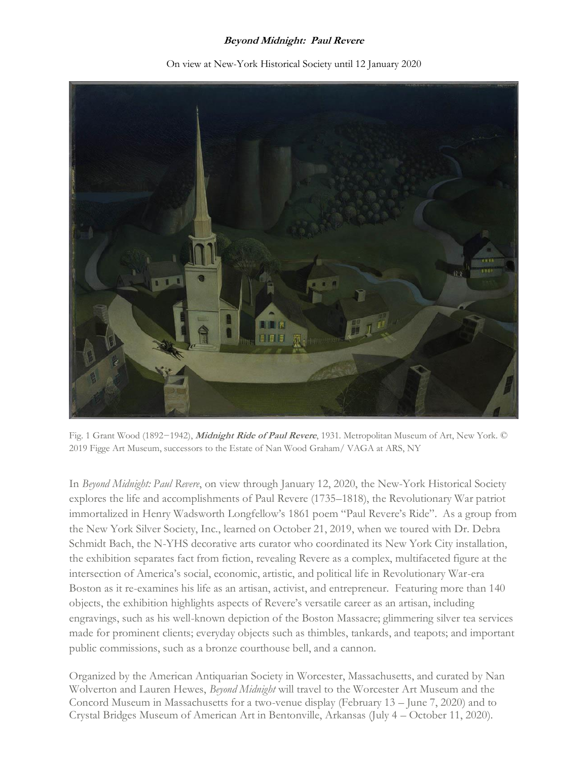**_Beyond Midnight: Paul Revere_**

On view at New-York Historical Society until 12 January 2020

Fig. 1 Grant Wood (1892−1942), ***Midnight Ride of Paul Revere***, 1931. Metropolitan Museum of Art, New York. © 2019 Figge Art Museum, successors to the Estate of Nan Wood Graham/ VAGA at ARS, NY

In *Beyond Midnight: Paul Revere*, on view through January 12, 2020, the New-York Historical Society explores the life and accomplishments of Paul Revere (1735–1818), the Revolutionary War patriot immortalized in Henry Wadsworth Longfellow's 1861 poem "Paul Revere's Ride". As a group from the New York Silver Society, Inc., learned on October 21, 2019, when we toured with Dr. Debra Schmidt Bach, the N-YHS decorative arts curator who coordinated its New York City installation, the exhibition separates fact from fiction, revealing Revere as a complex, multifaceted figure at the intersection of America's social, economic, artistic, and political life in Revolutionary War-era Boston as it re-examines his life as an artisan, activist, and entrepreneur. Featuring more than 140 objects, the exhibition highlights aspects of Revere's versatile career as an artisan, including engravings, such as his well-known depiction of the Boston Massacre; glimmering silver tea services made for prominent clients; everyday objects such as thimbles, tankards, and teapots; and important public commissions, such as a bronze courthouse bell, and a cannon.

Organized by the American Antiquarian Society in Worcester, Massachusetts, and curated by Nan Wolverton and Lauren Hewes, *Beyond Midnight* will travel to the Worcester Art Museum and the Concord Museum in Massachusetts for a two-venue display (February 13 – June 7, 2020) and to Crystal Bridges Museum of American Art in Bentonville, Arkansas (July 4 – October 11, 2020).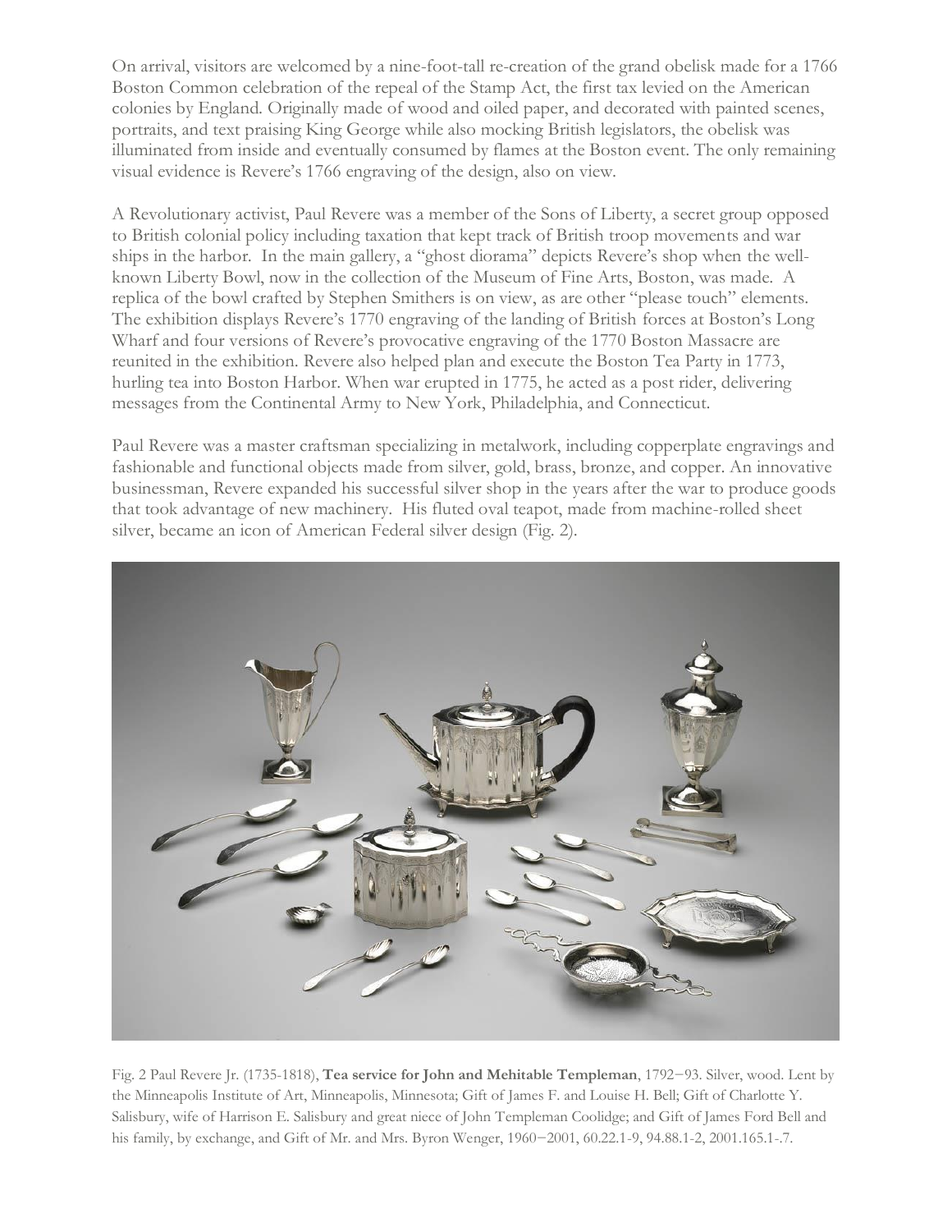On arrival, visitors are welcomed by a nine-foot-tall re-creation of the grand obelisk made for a 1766 Boston Common celebration of the repeal of the Stamp Act, the first tax levied on the American colonies by England. Originally made of wood and oiled paper, and decorated with painted scenes, portraits, and text praising King George while also mocking British legislators, the obelisk was illuminated from inside and eventually consumed by flames at the Boston event. The only remaining visual evidence is Revere's 1766 engraving of the design, also on view.

A Revolutionary activist, Paul Revere was a member of the Sons of Liberty, a secret group opposed to British colonial policy including taxation that kept track of British troop movements and war ships in the harbor. In the main gallery, a "ghost diorama" depicts Revere's shop when the well-known Liberty Bowl, now in the collection of the Museum of Fine Arts, Boston, was made. A replica of the bowl crafted by Stephen Smithers is on view, as are other "please touch" elements. The exhibition displays Revere's 1770 engraving of the landing of British forces at Boston's Long Wharf and four versions of Revere's provocative engraving of the 1770 Boston Massacre are reunited in the exhibition. Revere also helped plan and execute the Boston Tea Party in 1773, hurling tea into Boston Harbor. When war erupted in 1775, he acted as a post rider, delivering messages from the Continental Army to New York, Philadelphia, and Connecticut.

Paul Revere was a master craftsman specializing in metalwork, including copperplate engravings and fashionable and functional objects made from silver, gold, brass, bronze, and copper. An innovative businessman, Revere expanded his successful silver shop in the years after the war to produce goods that took advantage of new machinery. His fluted oval teapot, made from machine-rolled sheet silver, became an icon of American Federal silver design (Fig. 2).

Fig. 2 Paul Revere Jr. (1735-1818), **Tea service for John and Mehitable Templeman**, 1792–93. Silver, wood. Lent by the Minneapolis Institute of Art, Minneapolis, Minnesota; Gift of James F. and Louise H. Bell; Gift of Charlotte Y. Salisbury, wife of Harrison E. Salisbury and great niece of John Templeman Coolidge; and Gift of James Ford Bell and his family, by exchange, and Gift of Mr. and Mrs. Byron Wenger, 1960–2001, 60.22.1-9, 94.88.1-2, 2001.165.1-.7.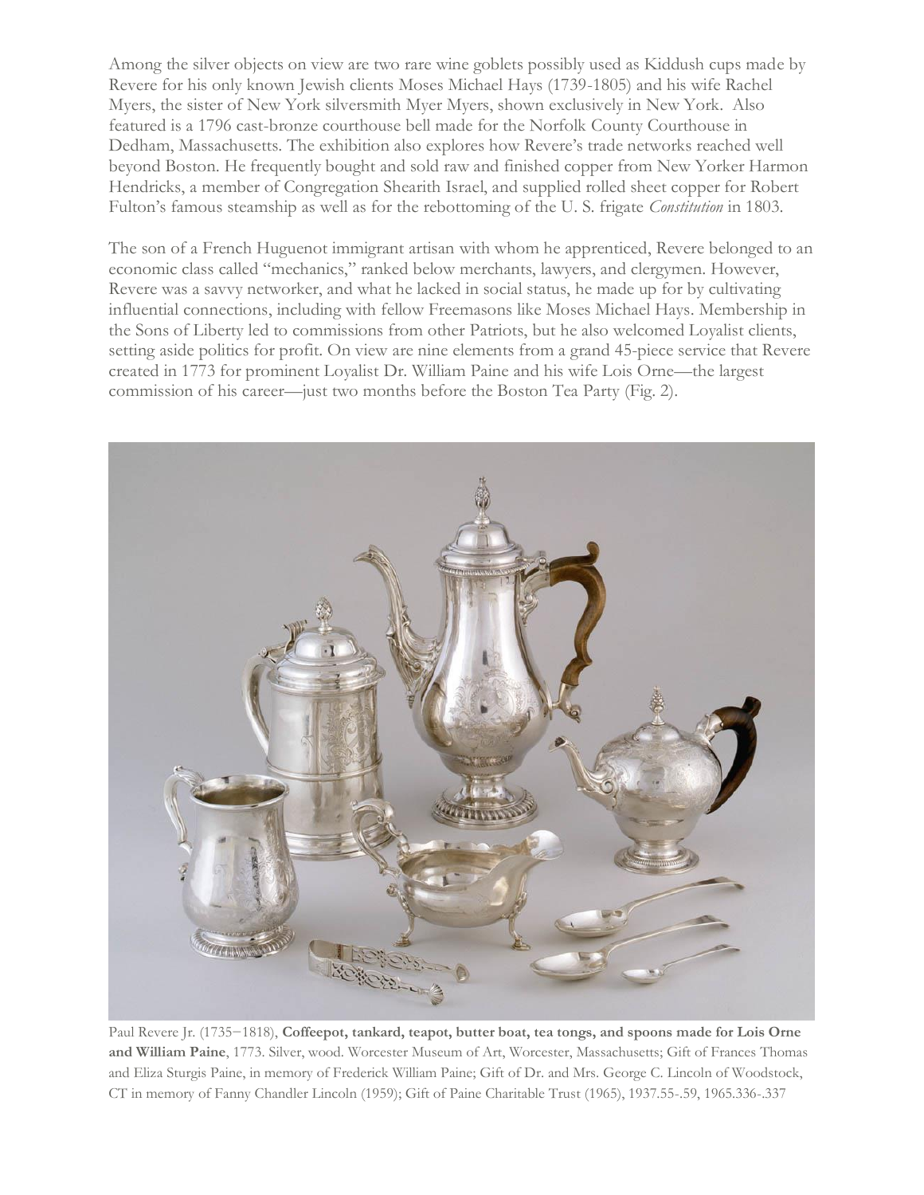Among the silver objects on view are two rare wine goblets possibly used as Kiddush cups made by Revere for his only known Jewish clients Moses Michael Hays (1739-1805) and his wife Rachel Myers, the sister of New York silversmith Myer Myers, shown exclusively in New York. Also featured is a 1796 cast-bronze courthouse bell made for the Norfolk County Courthouse in Dedham, Massachusetts. The exhibition also explores how Revere's trade networks reached well beyond Boston. He frequently bought and sold raw and finished copper from New Yorker Harmon Hendricks, a member of Congregation Shearith Israel, and supplied rolled sheet copper for Robert Fulton's famous steamship as well as for the rebottoming of the U. S. frigate *Constitution* in 1803.

The son of a French Huguenot immigrant artisan with whom he apprenticed, Revere belonged to an economic class called "mechanics," ranked below merchants, lawyers, and clergymen. However, Revere was a savvy networker, and what he lacked in social status, he made up for by cultivating influential connections, including with fellow Freemasons like Moses Michael Hays. Membership in the Sons of Liberty led to commissions from other Patriots, but he also welcomed Loyalist clients, setting aside politics for profit. On view are nine elements from a grand 45-piece service that Revere created in 1773 for prominent Loyalist Dr. William Paine and his wife Lois Orne—the largest commission of his career—just two months before the Boston Tea Party (Fig. 2).

Paul Revere Jr. (1735–1818), **Coffeepot, tankard, teapot, butter boat, tea tongs, and spoons made for Lois Orne and William Paine**, 1773. Silver, wood. Worcester Museum of Art, Worcester, Massachusetts; Gift of Frances Thomas and Eliza Sturgis Paine, in memory of Frederick William Paine; Gift of Dr. and Mrs. George C. Lincoln of Woodstock, CT in memory of Fanny Chandler Lincoln (1959); Gift of Paine Charitable Trust (1965), 1937.55-.59, 1965.336-.337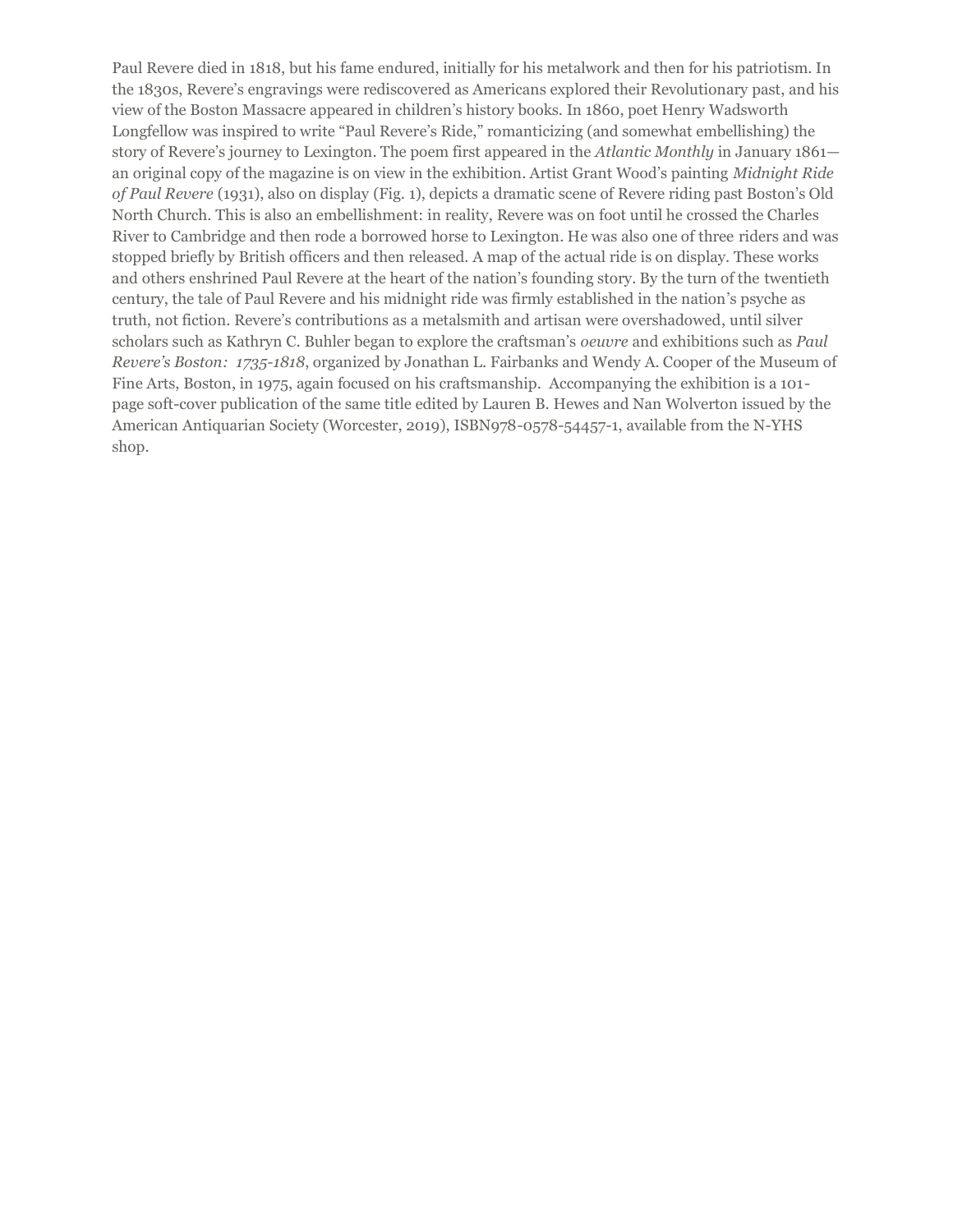Paul Revere died in 1818, but his fame endured, initially for his metalwork and then for his patriotism. In the 1830s, Revere's engravings were rediscovered as Americans explored their Revolutionary past, and his view of the Boston Massacre appeared in children's history books. In 1860, poet Henry Wadsworth Longfellow was inspired to write "Paul Revere's Ride," romanticizing (and somewhat embellishing) the story of Revere's journey to Lexington. The poem first appeared in the *Atlantic Monthly* in January 1861—an original copy of the magazine is on view in the exhibition. Artist Grant Wood's painting *Midnight Ride of Paul Revere* (1931), also on display (Fig. 1), depicts a dramatic scene of Revere riding past Boston's Old North Church. This is also an embellishment: in reality, Revere was on foot until he crossed the Charles River to Cambridge and then rode a borrowed horse to Lexington. He was also one of three riders and was stopped briefly by British officers and then released. A map of the actual ride is on display. These works and others enshrined Paul Revere at the heart of the nation's founding story. By the turn of the twentieth century, the tale of Paul Revere and his midnight ride was firmly established in the nation's psyche as truth, not fiction. Revere's contributions as a metalsmith and artisan were overshadowed, until silver scholars such as Kathryn C. Buhler began to explore the craftsman's *oeuvre* and exhibitions such as *Paul Revere's Boston: 1735-1818*, organized by Jonathan L. Fairbanks and Wendy A. Cooper of the Museum of Fine Arts, Boston, in 1975, again focused on his craftsmanship. Accompanying the exhibition is a 101-page soft-cover publication of the same title edited by Lauren B. Hewes and Nan Wolverton issued by the American Antiquarian Society (Worcester, 2019), ISBN978-0578-54457-1, available from the N-YHS shop.